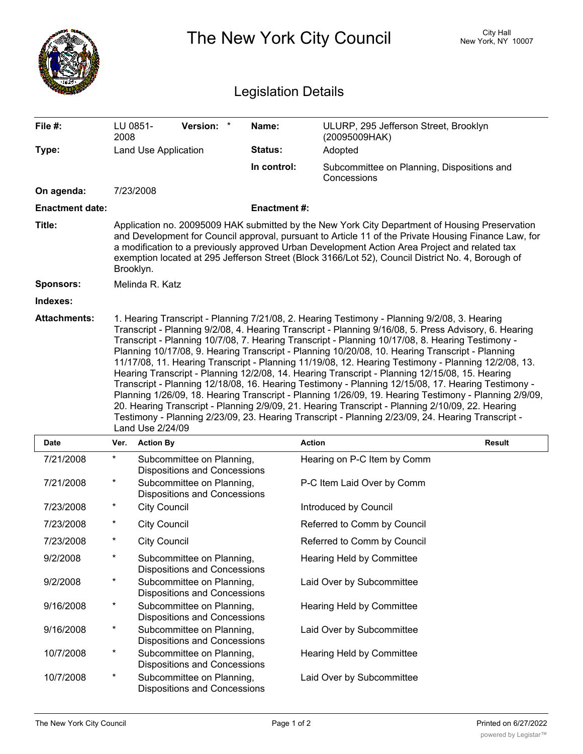# The New York City Council

City Hall
New York, NY 10007

## Legislation Details

| | | | |
|---|---|---|---|
| **File #:** | LU 0851-2008 **Version:** * | **Name:** | ULURP, 295 Jefferson Street, Brooklyn (20095009HAK) |
| **Type:** | Land Use Application | **Status:** | Adopted |
| | | **In control:** | Subcommittee on Planning, Dispositions and Concessions |
| **On agenda:** | 7/23/2008 | | |
| **Enactment date:** | | **Enactment #:** | |

**Title:** Application no. 20095009 HAK submitted by the New York City Department of Housing Preservation and Development for Council approval, pursuant to Article 11 of the Private Housing Finance Law, for a modification to a previously approved Urban Development Action Area Project and related tax exemption located at 295 Jefferson Street (Block 3166/Lot 52), Council District No. 4, Borough of Brooklyn.

**Sponsors:** Melinda R. Katz

**Indexes:**

**Attachments:** 1. Hearing Transcript - Planning 7/21/08, 2. Hearing Testimony - Planning 9/2/08, 3. Hearing Transcript - Planning 9/2/08, 4. Hearing Transcript - Planning 9/16/08, 5. Press Advisory, 6. Hearing Transcript - Planning 10/7/08, 7. Hearing Transcript - Planning 10/17/08, 8. Hearing Testimony - Planning 10/17/08, 9. Hearing Transcript - Planning 10/20/08, 10. Hearing Transcript - Planning 11/17/08, 11. Hearing Transcript - Planning 11/19/08, 12. Hearing Testimony - Planning 12/2/08, 13. Hearing Transcript - Planning 12/2/08, 14. Hearing Transcript - Planning 12/15/08, 15. Hearing Transcript - Planning 12/18/08, 16. Hearing Testimony - Planning 12/15/08, 17. Hearing Testimony - Planning 1/26/09, 18. Hearing Transcript - Planning 1/26/09, 19. Hearing Testimony - Planning 2/9/09, 20. Hearing Transcript - Planning 2/9/09, 21. Hearing Transcript - Planning 2/10/09, 22. Hearing Testimony - Planning 2/23/09, 23. Hearing Transcript - Planning 2/23/09, 24. Hearing Transcript - Land Use 2/24/09

| Date | Ver. | Action By | Action | Result |
|---|---|---|---|---|
| 7/21/2008 | * | Subcommittee on Planning, Dispositions and Concessions | Hearing on P-C Item by Comm | |
| 7/21/2008 | * | Subcommittee on Planning, Dispositions and Concessions | P-C Item Laid Over by Comm | |
| 7/23/2008 | * | City Council | Introduced by Council | |
| 7/23/2008 | * | City Council | Referred to Comm by Council | |
| 7/23/2008 | * | City Council | Referred to Comm by Council | |
| 9/2/2008 | * | Subcommittee on Planning, Dispositions and Concessions | Hearing Held by Committee | |
| 9/2/2008 | * | Subcommittee on Planning, Dispositions and Concessions | Laid Over by Subcommittee | |
| 9/16/2008 | * | Subcommittee on Planning, Dispositions and Concessions | Hearing Held by Committee | |
| 9/16/2008 | * | Subcommittee on Planning, Dispositions and Concessions | Laid Over by Subcommittee | |
| 10/7/2008 | * | Subcommittee on Planning, Dispositions and Concessions | Hearing Held by Committee | |
| 10/7/2008 | * | Subcommittee on Planning, Dispositions and Concessions | Laid Over by Subcommittee | |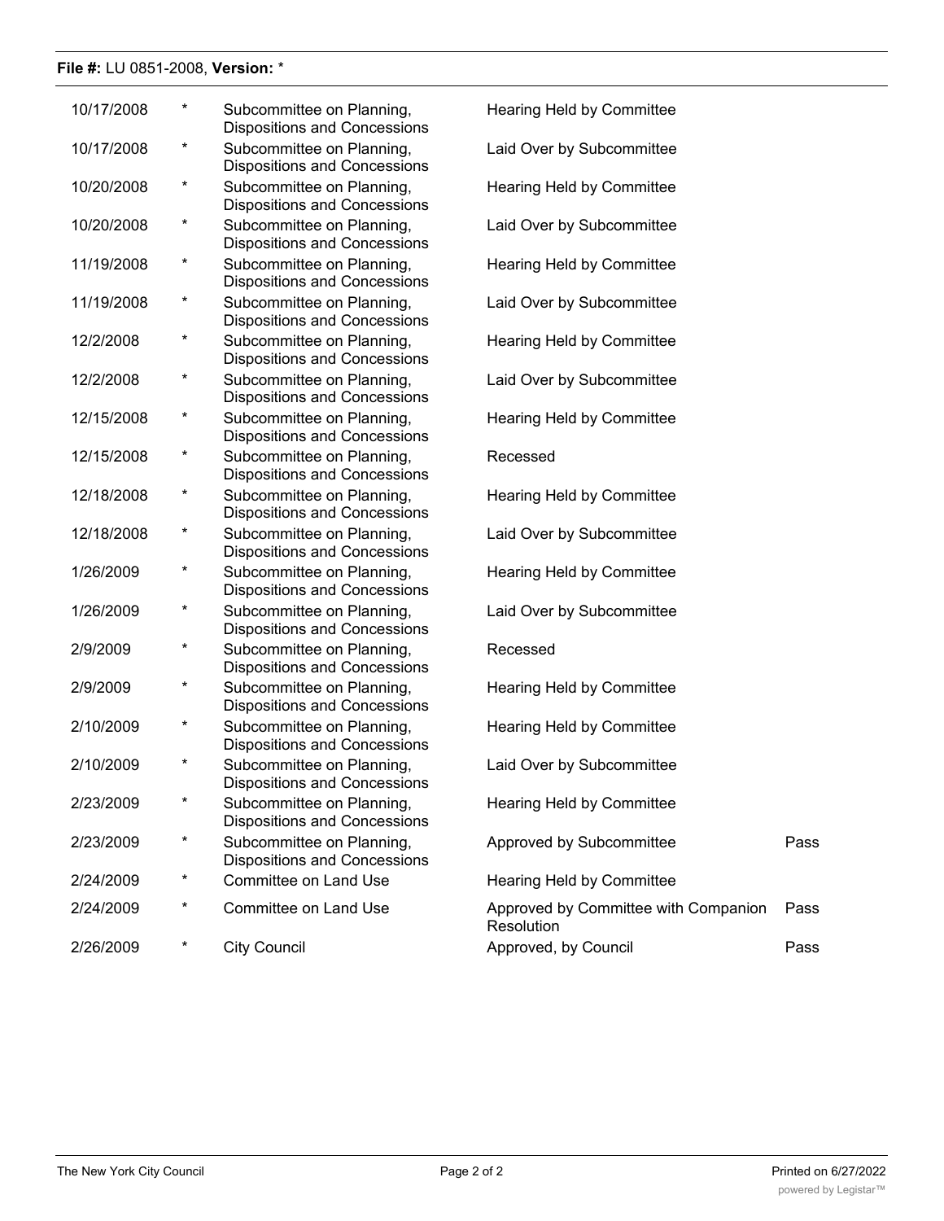**File #:** LU 0851-2008, **Version:** *

| | | | | |
|---|---|---|---|---|
| 10/17/2008 | * | Subcommittee on Planning, Dispositions and Concessions | Hearing Held by Committee | |
| 10/17/2008 | * | Subcommittee on Planning, Dispositions and Concessions | Laid Over by Subcommittee | |
| 10/20/2008 | * | Subcommittee on Planning, Dispositions and Concessions | Hearing Held by Committee | |
| 10/20/2008 | * | Subcommittee on Planning, Dispositions and Concessions | Laid Over by Subcommittee | |
| 11/19/2008 | * | Subcommittee on Planning, Dispositions and Concessions | Hearing Held by Committee | |
| 11/19/2008 | * | Subcommittee on Planning, Dispositions and Concessions | Laid Over by Subcommittee | |
| 12/2/2008 | * | Subcommittee on Planning, Dispositions and Concessions | Hearing Held by Committee | |
| 12/2/2008 | * | Subcommittee on Planning, Dispositions and Concessions | Laid Over by Subcommittee | |
| 12/15/2008 | * | Subcommittee on Planning, Dispositions and Concessions | Hearing Held by Committee | |
| 12/15/2008 | * | Subcommittee on Planning, Dispositions and Concessions | Recessed | |
| 12/18/2008 | * | Subcommittee on Planning, Dispositions and Concessions | Hearing Held by Committee | |
| 12/18/2008 | * | Subcommittee on Planning, Dispositions and Concessions | Laid Over by Subcommittee | |
| 1/26/2009 | * | Subcommittee on Planning, Dispositions and Concessions | Hearing Held by Committee | |
| 1/26/2009 | * | Subcommittee on Planning, Dispositions and Concessions | Laid Over by Subcommittee | |
| 2/9/2009 | * | Subcommittee on Planning, Dispositions and Concessions | Recessed | |
| 2/9/2009 | * | Subcommittee on Planning, Dispositions and Concessions | Hearing Held by Committee | |
| 2/10/2009 | * | Subcommittee on Planning, Dispositions and Concessions | Hearing Held by Committee | |
| 2/10/2009 | * | Subcommittee on Planning, Dispositions and Concessions | Laid Over by Subcommittee | |
| 2/23/2009 | * | Subcommittee on Planning, Dispositions and Concessions | Hearing Held by Committee | |
| 2/23/2009 | * | Subcommittee on Planning, Dispositions and Concessions | Approved by Subcommittee | Pass |
| 2/24/2009 | * | Committee on Land Use | Hearing Held by Committee | |
| 2/24/2009 | * | Committee on Land Use | Approved by Committee with Companion Resolution | Pass |
| 2/26/2009 | * | City Council | Approved, by Council | Pass |